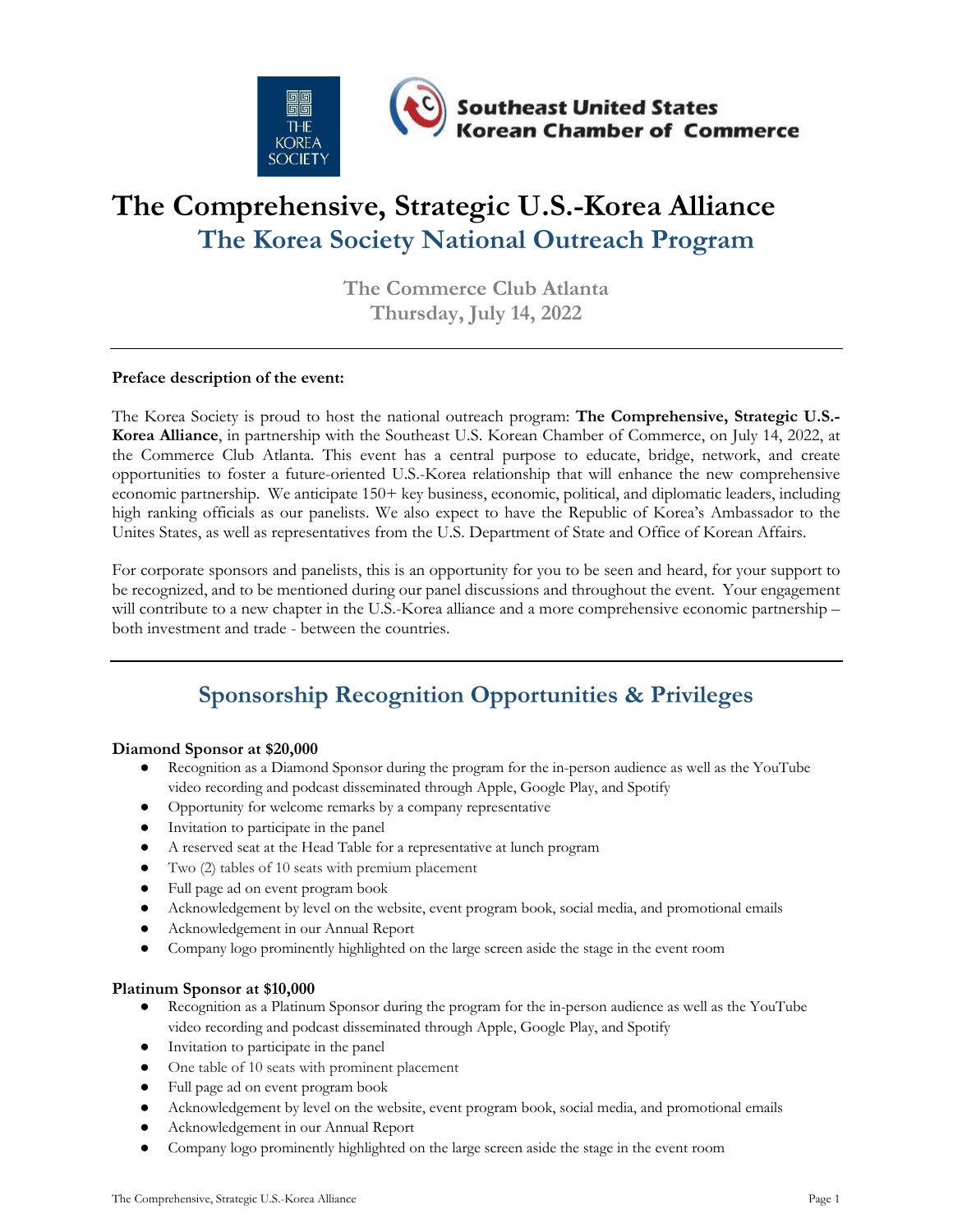THE KOREA SOCIETY

Southeast United States Korean Chamber of Commerce

# The Comprehensive, Strategic U.S.-Korea Alliance

## The Korea Society National Outreach Program

**The Commerce Club Atlanta**
**Thursday, July 14, 2022**

---

**Preface description of the event:**

The Korea Society is proud to host the national outreach program: **The Comprehensive, Strategic U.S.-Korea Alliance**, in partnership with the Southeast U.S. Korean Chamber of Commerce, on July 14, 2022, at the Commerce Club Atlanta. This event has a central purpose to educate, bridge, network, and create opportunities to foster a future-oriented U.S.-Korea relationship that will enhance the new comprehensive economic partnership. We anticipate 150+ key business, economic, political, and diplomatic leaders, including high ranking officials as our panelists. We also expect to have the Republic of Korea's Ambassador to the Unites States, as well as representatives from the U.S. Department of State and Office of Korean Affairs.

For corporate sponsors and panelists, this is an opportunity for you to be seen and heard, for your support to be recognized, and to be mentioned during our panel discussions and throughout the event. Your engagement will contribute to a new chapter in the U.S.-Korea alliance and a more comprehensive economic partnership – both investment and trade - between the countries.

---

## Sponsorship Recognition Opportunities & Privileges

**Diamond Sponsor at $20,000**

- Recognition as a Diamond Sponsor during the program for the in-person audience as well as the YouTube video recording and podcast disseminated through Apple, Google Play, and Spotify
- Opportunity for welcome remarks by a company representative
- Invitation to participate in the panel
- A reserved seat at the Head Table for a representative at lunch program
- Two (2) tables of 10 seats with premium placement
- Full page ad on event program book
- Acknowledgement by level on the website, event program book, social media, and promotional emails
- Acknowledgement in our Annual Report
- Company logo prominently highlighted on the large screen aside the stage in the event room

**Platinum Sponsor at $10,000**

- Recognition as a Platinum Sponsor during the program for the in-person audience as well as the YouTube video recording and podcast disseminated through Apple, Google Play, and Spotify
- Invitation to participate in the panel
- One table of 10 seats with prominent placement
- Full page ad on event program book
- Acknowledgement by level on the website, event program book, social media, and promotional emails
- Acknowledgement in our Annual Report
- Company logo prominently highlighted on the large screen aside the stage in the event room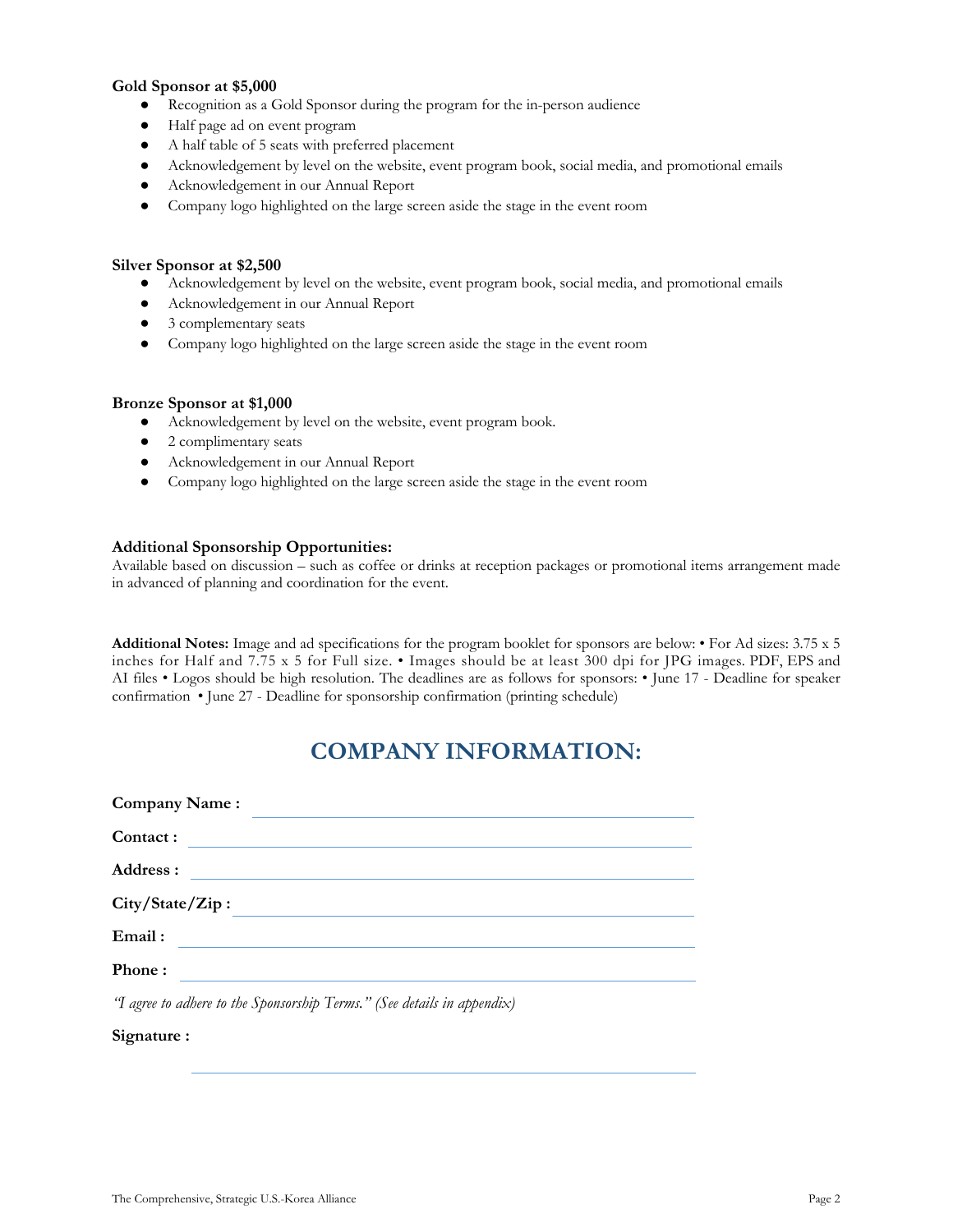**Gold Sponsor at $5,000**

- Recognition as a Gold Sponsor during the program for the in-person audience
- Half page ad on event program
- A half table of 5 seats with preferred placement
- Acknowledgement by level on the website, event program book, social media, and promotional emails
- Acknowledgement in our Annual Report
- Company logo highlighted on the large screen aside the stage in the event room

**Silver Sponsor at $2,500**

- Acknowledgement by level on the website, event program book, social media, and promotional emails
- Acknowledgement in our Annual Report
- 3 complementary seats
- Company logo highlighted on the large screen aside the stage in the event room

**Bronze Sponsor at $1,000**

- Acknowledgement by level on the website, event program book.
- 2 complimentary seats
- Acknowledgement in our Annual Report
- Company logo highlighted on the large screen aside the stage in the event room

**Additional Sponsorship Opportunities:**
Available based on discussion – such as coffee or drinks at reception packages or promotional items arrangement made in advanced of planning and coordination for the event.

**Additional Notes:** Image and ad specifications for the program booklet for sponsors are below: • For Ad sizes: 3.75 x 5 inches for Half and 7.75 x 5 for Full size. • Images should be at least 300 dpi for JPG images. PDF, EPS and AI files • Logos should be high resolution. The deadlines are as follows for sponsors: • June 17 - Deadline for speaker confirmation • June 27 - Deadline for sponsorship confirmation (printing schedule)

## COMPANY INFORMATION:

**Company Name :** ______________________________

**Contact :** ______________________________

**Address :** ______________________________

**City/State/Zip :** ______________________________

**Email :** ______________________________

**Phone :** ______________________________

*"I agree to adhere to the Sponsorship Terms." (See details in appendix)*

**Signature :** ______________________________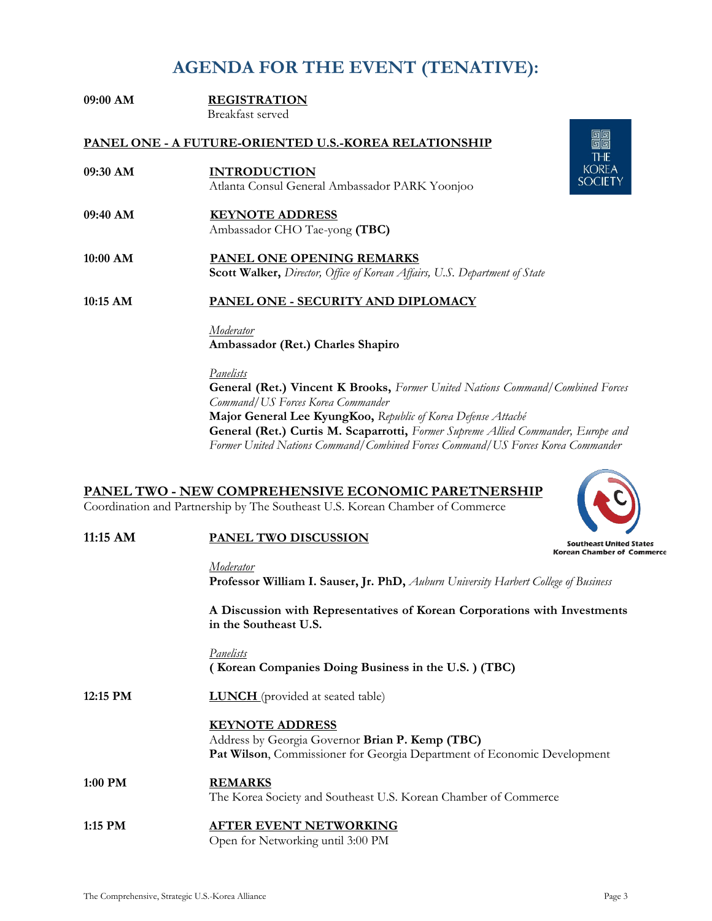# AGENDA FOR THE EVENT (TENATIVE):

**09:00 AM** — **REGISTRATION**
Breakfast served

## PANEL ONE - A FUTURE-ORIENTED U.S.-KOREA RELATIONSHIP

**09:30 AM** — **INTRODUCTION**
Atlanta Consul General Ambassador PARK Yoonjoo

**09:40 AM** — **KEYNOTE ADDRESS**
Ambassador CHO Tae-yong **(TBC)**

**10:00 AM** — **PANEL ONE OPENING REMARKS**
**Scott Walker,** *Director, Office of Korean Affairs, U.S. Department of State*

**10:15 AM** — **PANEL ONE - SECURITY AND DIPLOMACY**

*Moderator*
**Ambassador (Ret.) Charles Shapiro**

*Panelists*
**General (Ret.) Vincent K Brooks,** *Former United Nations Command/Combined Forces Command/US Forces Korea Commander*
**Major General Lee KyungKoo,** *Republic of Korea Defense Attaché*
**General (Ret.) Curtis M. Scaparrotti,** *Former Supreme Allied Commander, Europe and Former United Nations Command/Combined Forces Command/US Forces Korea Commander*

## PANEL TWO - NEW COMPREHENSIVE ECONOMIC PARETNERSHIP

Coordination and Partnership by The Southeast U.S. Korean Chamber of Commerce

**11:15 AM** — **PANEL TWO DISCUSSION**

*Moderator*
**Professor William I. Sauser, Jr. PhD,** *Auburn University Harbert College of Business*

**A Discussion with Representatives of Korean Corporations with Investments in the Southeast U.S.**

*Panelists*
**( Korean Companies Doing Business in the U.S. ) (TBC)**

**12:15 PM** — **LUNCH** (provided at seated table)

**KEYNOTE ADDRESS**
Address by Georgia Governor **Brian P. Kemp (TBC)**
**Pat Wilson**, Commissioner for Georgia Department of Economic Development

**1:00 PM** — **REMARKS**
The Korea Society and Southeast U.S. Korean Chamber of Commerce

**1:15 PM** — **AFTER EVENT NETWORKING**
Open for Networking until 3:00 PM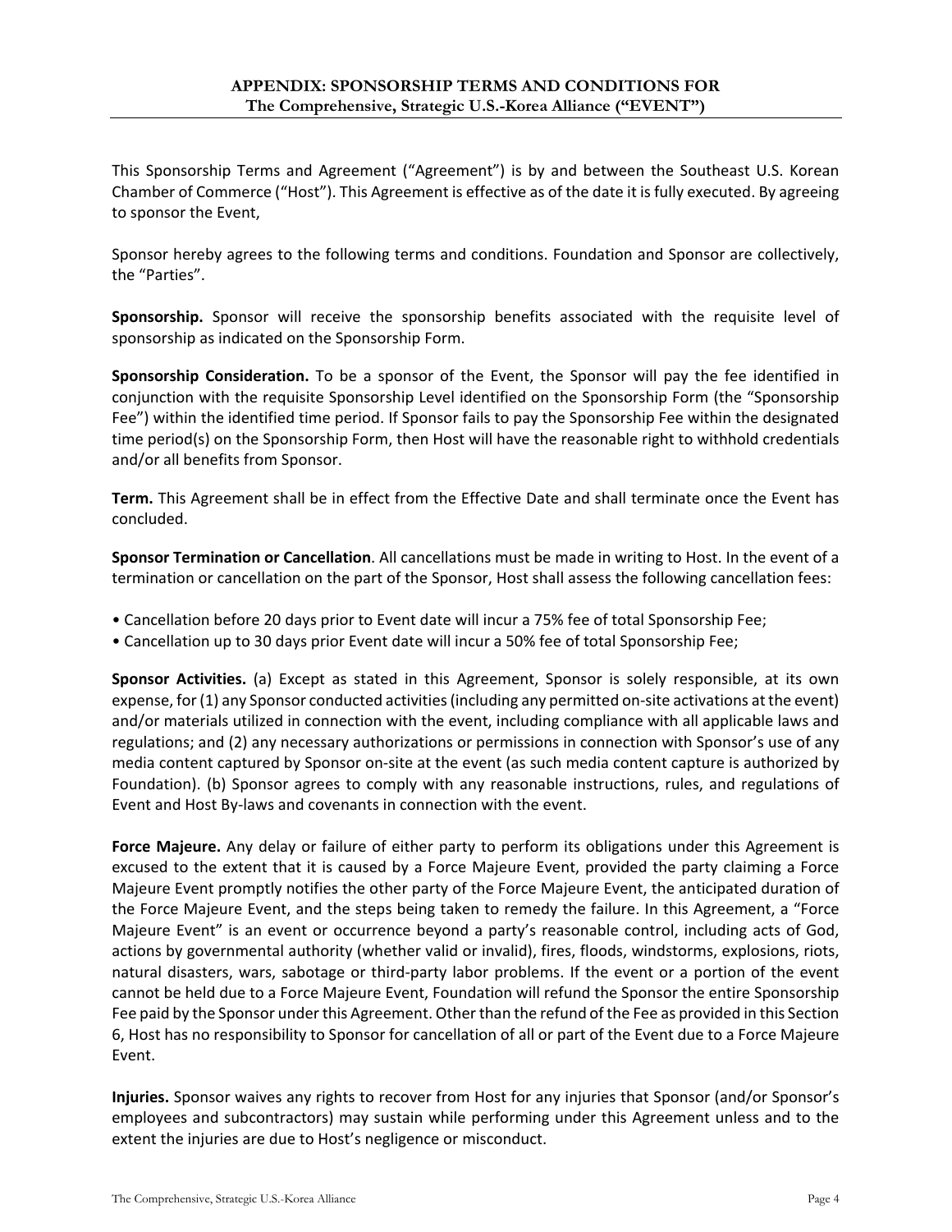## APPENDIX: SPONSORSHIP TERMS AND CONDITIONS FOR
### The Comprehensive, Strategic U.S.-Korea Alliance ("EVENT")

This Sponsorship Terms and Agreement ("Agreement") is by and between the Southeast U.S. Korean Chamber of Commerce ("Host"). This Agreement is effective as of the date it is fully executed. By agreeing to sponsor the Event,

Sponsor hereby agrees to the following terms and conditions. Foundation and Sponsor are collectively, the "Parties".

**Sponsorship.** Sponsor will receive the sponsorship benefits associated with the requisite level of sponsorship as indicated on the Sponsorship Form.

**Sponsorship Consideration.** To be a sponsor of the Event, the Sponsor will pay the fee identified in conjunction with the requisite Sponsorship Level identified on the Sponsorship Form (the "Sponsorship Fee") within the identified time period. If Sponsor fails to pay the Sponsorship Fee within the designated time period(s) on the Sponsorship Form, then Host will have the reasonable right to withhold credentials and/or all benefits from Sponsor.

**Term.** This Agreement shall be in effect from the Effective Date and shall terminate once the Event has concluded.

**Sponsor Termination or Cancellation**. All cancellations must be made in writing to Host. In the event of a termination or cancellation on the part of the Sponsor, Host shall assess the following cancellation fees:

- Cancellation before 20 days prior to Event date will incur a 75% fee of total Sponsorship Fee;
- Cancellation up to 30 days prior Event date will incur a 50% fee of total Sponsorship Fee;

**Sponsor Activities.** (a) Except as stated in this Agreement, Sponsor is solely responsible, at its own expense, for (1) any Sponsor conducted activities (including any permitted on-site activations at the event) and/or materials utilized in connection with the event, including compliance with all applicable laws and regulations; and (2) any necessary authorizations or permissions in connection with Sponsor's use of any media content captured by Sponsor on-site at the event (as such media content capture is authorized by Foundation). (b) Sponsor agrees to comply with any reasonable instructions, rules, and regulations of Event and Host By-laws and covenants in connection with the event.

**Force Majeure.** Any delay or failure of either party to perform its obligations under this Agreement is excused to the extent that it is caused by a Force Majeure Event, provided the party claiming a Force Majeure Event promptly notifies the other party of the Force Majeure Event, the anticipated duration of the Force Majeure Event, and the steps being taken to remedy the failure. In this Agreement, a "Force Majeure Event" is an event or occurrence beyond a party's reasonable control, including acts of God, actions by governmental authority (whether valid or invalid), fires, floods, windstorms, explosions, riots, natural disasters, wars, sabotage or third-party labor problems. If the event or a portion of the event cannot be held due to a Force Majeure Event, Foundation will refund the Sponsor the entire Sponsorship Fee paid by the Sponsor under this Agreement. Other than the refund of the Fee as provided in this Section 6, Host has no responsibility to Sponsor for cancellation of all or part of the Event due to a Force Majeure Event.

**Injuries.** Sponsor waives any rights to recover from Host for any injuries that Sponsor (and/or Sponsor's employees and subcontractors) may sustain while performing under this Agreement unless and to the extent the injuries are due to Host's negligence or misconduct.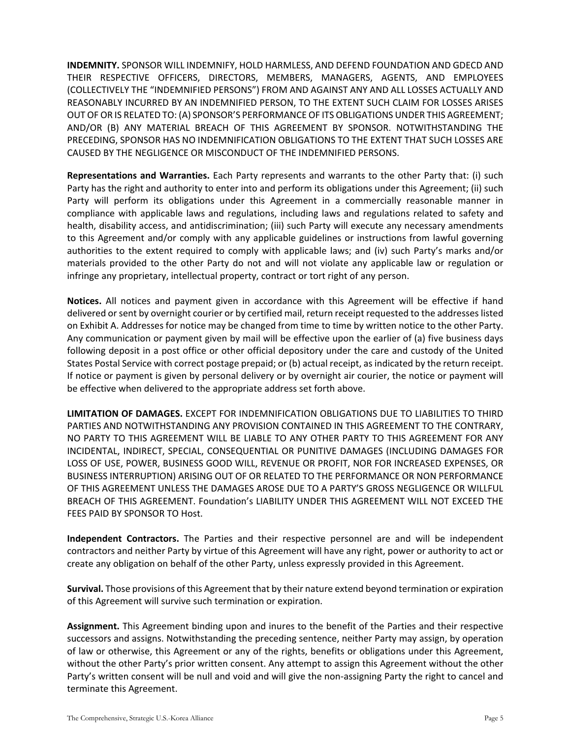**INDEMNITY.** SPONSOR WILL INDEMNIFY, HOLD HARMLESS, AND DEFEND FOUNDATION AND GDECD AND THEIR RESPECTIVE OFFICERS, DIRECTORS, MEMBERS, MANAGERS, AGENTS, AND EMPLOYEES (COLLECTIVELY THE "INDEMNIFIED PERSONS") FROM AND AGAINST ANY AND ALL LOSSES ACTUALLY AND REASONABLY INCURRED BY AN INDEMNIFIED PERSON, TO THE EXTENT SUCH CLAIM FOR LOSSES ARISES OUT OF OR IS RELATED TO: (A) SPONSOR'S PERFORMANCE OF ITS OBLIGATIONS UNDER THIS AGREEMENT; AND/OR (B) ANY MATERIAL BREACH OF THIS AGREEMENT BY SPONSOR. NOTWITHSTANDING THE PRECEDING, SPONSOR HAS NO INDEMNIFICATION OBLIGATIONS TO THE EXTENT THAT SUCH LOSSES ARE CAUSED BY THE NEGLIGENCE OR MISCONDUCT OF THE INDEMNIFIED PERSONS.

**Representations and Warranties.** Each Party represents and warrants to the other Party that: (i) such Party has the right and authority to enter into and perform its obligations under this Agreement; (ii) such Party will perform its obligations under this Agreement in a commercially reasonable manner in compliance with applicable laws and regulations, including laws and regulations related to safety and health, disability access, and antidiscrimination; (iii) such Party will execute any necessary amendments to this Agreement and/or comply with any applicable guidelines or instructions from lawful governing authorities to the extent required to comply with applicable laws; and (iv) such Party's marks and/or materials provided to the other Party do not and will not violate any applicable law or regulation or infringe any proprietary, intellectual property, contract or tort right of any person.

**Notices.** All notices and payment given in accordance with this Agreement will be effective if hand delivered or sent by overnight courier or by certified mail, return receipt requested to the addresses listed on Exhibit A. Addresses for notice may be changed from time to time by written notice to the other Party. Any communication or payment given by mail will be effective upon the earlier of (a) five business days following deposit in a post office or other official depository under the care and custody of the United States Postal Service with correct postage prepaid; or (b) actual receipt, as indicated by the return receipt. If notice or payment is given by personal delivery or by overnight air courier, the notice or payment will be effective when delivered to the appropriate address set forth above.

**LIMITATION OF DAMAGES.** EXCEPT FOR INDEMNIFICATION OBLIGATIONS DUE TO LIABILITIES TO THIRD PARTIES AND NOTWITHSTANDING ANY PROVISION CONTAINED IN THIS AGREEMENT TO THE CONTRARY, NO PARTY TO THIS AGREEMENT WILL BE LIABLE TO ANY OTHER PARTY TO THIS AGREEMENT FOR ANY INCIDENTAL, INDIRECT, SPECIAL, CONSEQUENTIAL OR PUNITIVE DAMAGES (INCLUDING DAMAGES FOR LOSS OF USE, POWER, BUSINESS GOOD WILL, REVENUE OR PROFIT, NOR FOR INCREASED EXPENSES, OR BUSINESS INTERRUPTION) ARISING OUT OF OR RELATED TO THE PERFORMANCE OR NON PERFORMANCE OF THIS AGREEMENT UNLESS THE DAMAGES AROSE DUE TO A PARTY'S GROSS NEGLIGENCE OR WILLFUL BREACH OF THIS AGREEMENT. Foundation's LIABILITY UNDER THIS AGREEMENT WILL NOT EXCEED THE FEES PAID BY SPONSOR TO Host.

**Independent Contractors.** The Parties and their respective personnel are and will be independent contractors and neither Party by virtue of this Agreement will have any right, power or authority to act or create any obligation on behalf of the other Party, unless expressly provided in this Agreement.

**Survival.** Those provisions of this Agreement that by their nature extend beyond termination or expiration of this Agreement will survive such termination or expiration.

**Assignment.** This Agreement binding upon and inures to the benefit of the Parties and their respective successors and assigns. Notwithstanding the preceding sentence, neither Party may assign, by operation of law or otherwise, this Agreement or any of the rights, benefits or obligations under this Agreement, without the other Party's prior written consent. Any attempt to assign this Agreement without the other Party's written consent will be null and void and will give the non-assigning Party the right to cancel and terminate this Agreement.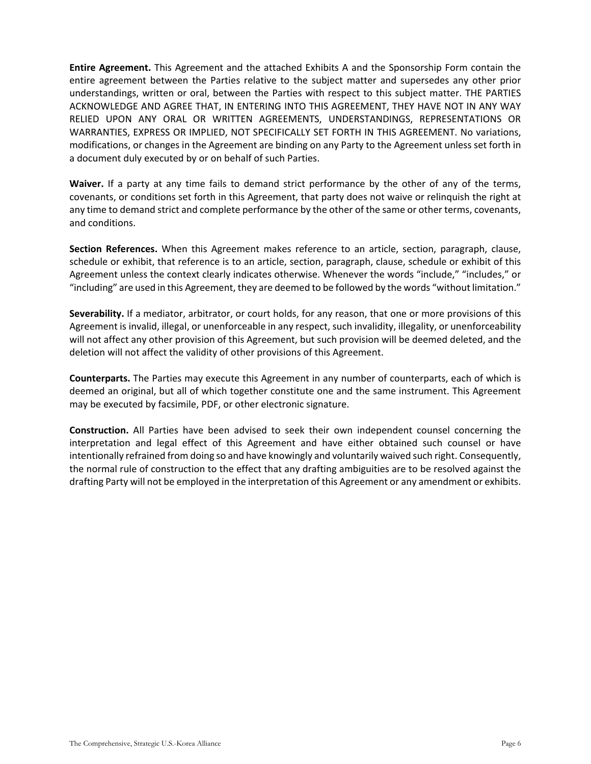**Entire Agreement.** This Agreement and the attached Exhibits A and the Sponsorship Form contain the entire agreement between the Parties relative to the subject matter and supersedes any other prior understandings, written or oral, between the Parties with respect to this subject matter. THE PARTIES ACKNOWLEDGE AND AGREE THAT, IN ENTERING INTO THIS AGREEMENT, THEY HAVE NOT IN ANY WAY RELIED UPON ANY ORAL OR WRITTEN AGREEMENTS, UNDERSTANDINGS, REPRESENTATIONS OR WARRANTIES, EXPRESS OR IMPLIED, NOT SPECIFICALLY SET FORTH IN THIS AGREEMENT. No variations, modifications, or changes in the Agreement are binding on any Party to the Agreement unless set forth in a document duly executed by or on behalf of such Parties.

**Waiver.** If a party at any time fails to demand strict performance by the other of any of the terms, covenants, or conditions set forth in this Agreement, that party does not waive or relinquish the right at any time to demand strict and complete performance by the other of the same or other terms, covenants, and conditions.

**Section References.** When this Agreement makes reference to an article, section, paragraph, clause, schedule or exhibit, that reference is to an article, section, paragraph, clause, schedule or exhibit of this Agreement unless the context clearly indicates otherwise. Whenever the words "include," "includes," or "including" are used in this Agreement, they are deemed to be followed by the words "without limitation."

**Severability.** If a mediator, arbitrator, or court holds, for any reason, that one or more provisions of this Agreement is invalid, illegal, or unenforceable in any respect, such invalidity, illegality, or unenforceability will not affect any other provision of this Agreement, but such provision will be deemed deleted, and the deletion will not affect the validity of other provisions of this Agreement.

**Counterparts.** The Parties may execute this Agreement in any number of counterparts, each of which is deemed an original, but all of which together constitute one and the same instrument. This Agreement may be executed by facsimile, PDF, or other electronic signature.

**Construction.** All Parties have been advised to seek their own independent counsel concerning the interpretation and legal effect of this Agreement and have either obtained such counsel or have intentionally refrained from doing so and have knowingly and voluntarily waived such right. Consequently, the normal rule of construction to the effect that any drafting ambiguities are to be resolved against the drafting Party will not be employed in the interpretation of this Agreement or any amendment or exhibits.